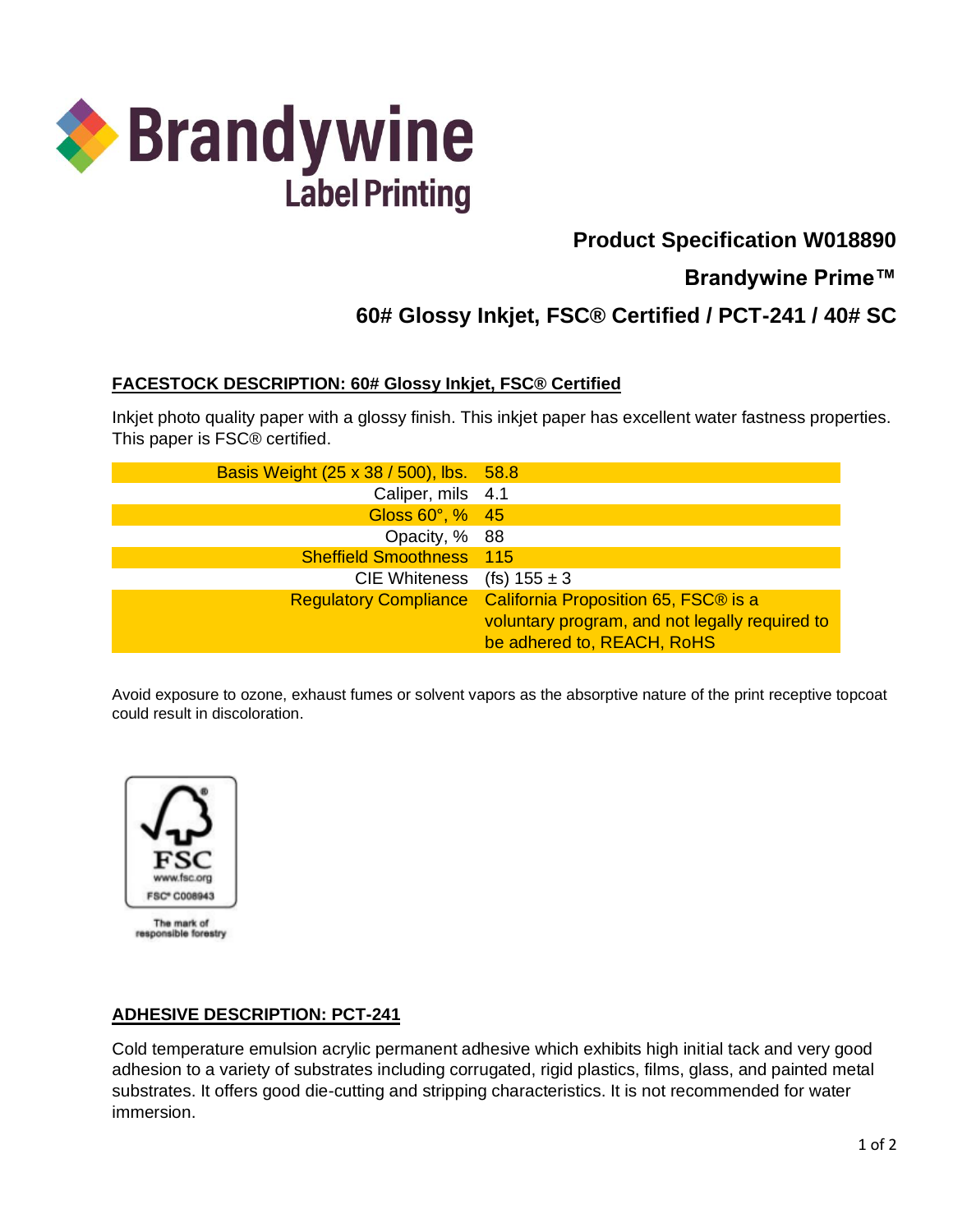# Brandywine Label Printing

## Product Specification W018890

## Brandywine Prime™

## 60# Glossy Inkjet, FSC® Certified / PCT-241 / 40# SC

### FACESTOCK DESCRIPTION: 60# Glossy Inkjet, FSC® Certified

Inkjet photo quality paper with a glossy finish. This inkjet paper has excellent water fastness properties. This paper is FSC® certified.

| Property | Value |
|---|---|
| Basis Weight (25 x 38 / 500), lbs. | 58.8 |
| Caliper, mils | 4.1 |
| Gloss 60°, % | 45 |
| Opacity, % | 88 |
| Sheffield Smoothness | 115 |
| CIE Whiteness | (fs) 155 ± 3 |
| Regulatory Compliance | California Proposition 65, FSC® is a voluntary program, and not legally required to be adhered to, REACH, RoHS |

Avoid exposure to ozone, exhaust fumes or solvent vapors as the absorptive nature of the print receptive topcoat could result in discoloration.

FSC
www.fsc.org
FSC® C008943
The mark of responsible forestry

### ADHESIVE DESCRIPTION: PCT-241

Cold temperature emulsion acrylic permanent adhesive which exhibits high initial tack and very good adhesion to a variety of substrates including corrugated, rigid plastics, films, glass, and painted metal substrates. It offers good die-cutting and stripping characteristics. It is not recommended for water immersion.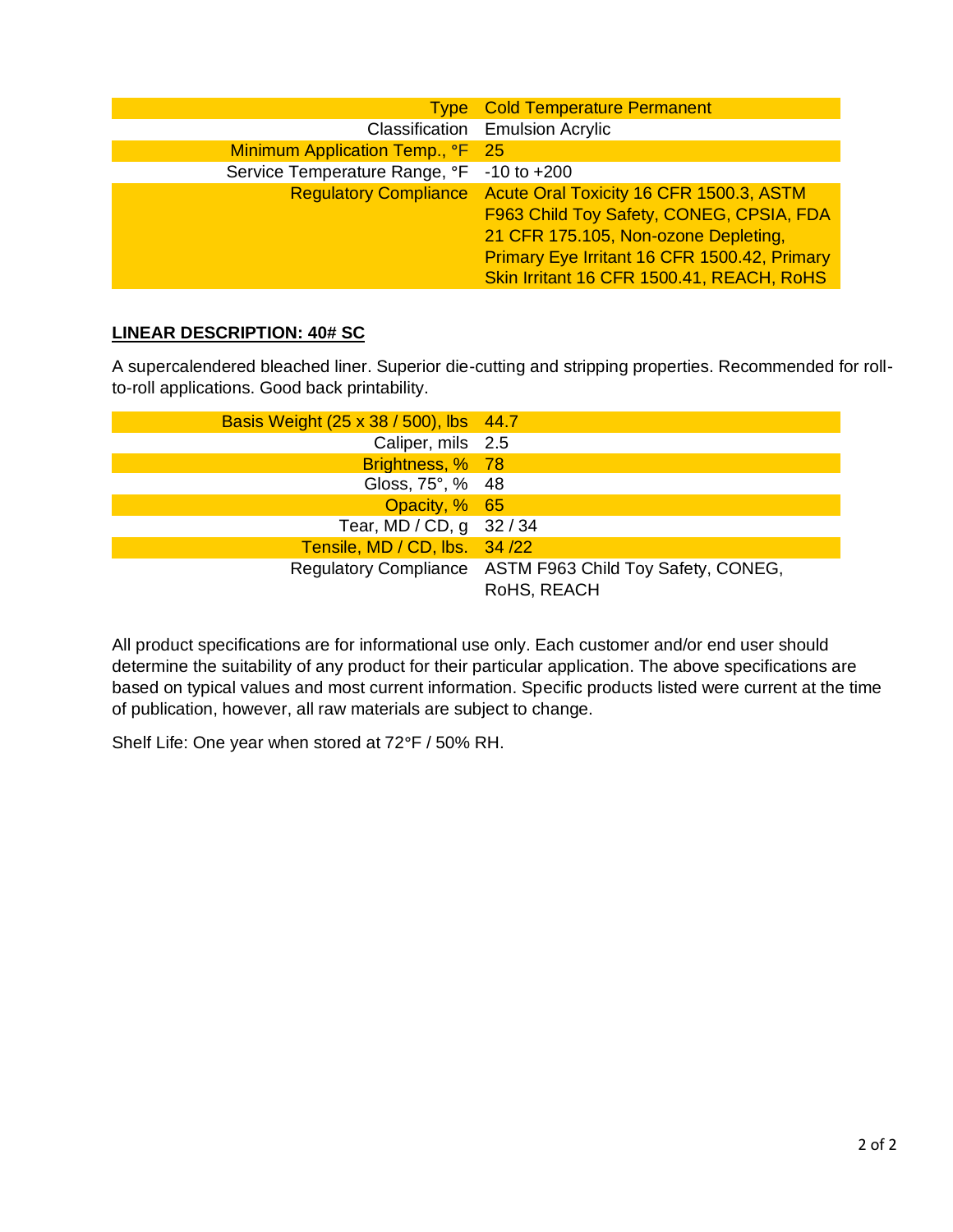| | |
|---|---|
| Type | Cold Temperature Permanent |
| Classification | Emulsion Acrylic |
| Minimum Application Temp., °F | 25 |
| Service Temperature Range, °F | -10 to +200 |
| Regulatory Compliance | Acute Oral Toxicity 16 CFR 1500.3, ASTM F963 Child Toy Safety, CONEG, CPSIA, FDA 21 CFR 175.105, Non-ozone Depleting, Primary Eye Irritant 16 CFR 1500.42, Primary Skin Irritant 16 CFR 1500.41, REACH, RoHS |

**LINEAR DESCRIPTION: 40# SC**

A supercalendered bleached liner. Superior die-cutting and stripping properties. Recommended for roll-to-roll applications. Good back printability.

| | |
|---|---|
| Basis Weight (25 x 38 / 500), lbs | 44.7 |
| Caliper, mils | 2.5 |
| Brightness, % | 78 |
| Gloss, 75°, % | 48 |
| Opacity, % | 65 |
| Tear, MD / CD, g | 32 / 34 |
| Tensile, MD / CD, lbs. | 34 /22 |
| Regulatory Compliance | ASTM F963 Child Toy Safety, CONEG, RoHS, REACH |

All product specifications are for informational use only. Each customer and/or end user should determine the suitability of any product for their particular application. The above specifications are based on typical values and most current information. Specific products listed were current at the time of publication, however, all raw materials are subject to change.

Shelf Life: One year when stored at 72°F / 50% RH.